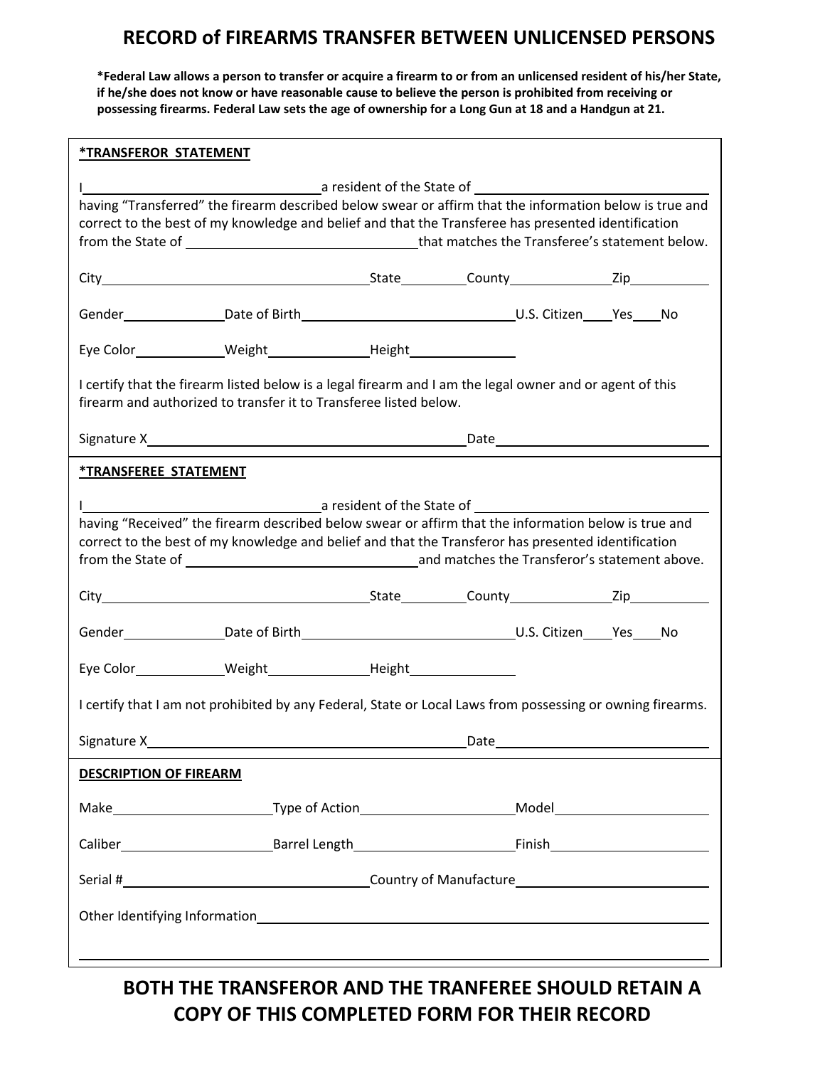# RECORD of FIREARMS TRANSFER BETWEEN UNLICENSED PERSONS

**\*Federal Law allows a person to transfer or acquire a firearm to or from an unlicensed resident of his/her State, if he/she does not know or have reasonable cause to believe the person is prohibited from receiving or possessing firearms. Federal Law sets the age of ownership for a Long Gun at 18 and a Handgun at 21.**

**\*TRANSFEROR STATEMENT**

I\_\_\_\_\_\_\_\_\_\_\_\_\_\_\_\_\_\_\_\_\_\_\_\_\_\_\_\_\_\_ a resident of the State of \_\_\_\_\_\_\_\_\_\_\_\_\_\_\_\_\_\_\_\_\_\_\_\_\_\_\_\_ having "Transferred" the firearm described below swear or affirm that the information below is true and correct to the best of my knowledge and belief and that the Transferee has presented identification from the State of \_\_\_\_\_\_\_\_\_\_\_\_\_\_\_\_\_\_\_\_\_\_\_\_\_\_\_\_ that matches the Transferee's statement below.

City\_\_\_\_\_\_\_\_\_\_\_\_\_\_\_\_\_\_\_\_\_\_\_\_\_\_\_\_\_\_ State\_\_\_\_\_\_\_\_ County\_\_\_\_\_\_\_\_\_\_\_\_ Zip\_\_\_\_\_\_\_\_\_\_

Gender\_\_\_\_\_\_\_\_\_\_\_\_ Date of Birth\_\_\_\_\_\_\_\_\_\_\_\_\_\_\_\_\_\_\_\_\_\_\_\_\_\_ U.S. Citizen\_\_\_\_Yes\_\_\_\_No

Eye Color\_\_\_\_\_\_\_\_\_\_\_ Weight\_\_\_\_\_\_\_\_\_\_\_\_ Height\_\_\_\_\_\_\_\_\_\_\_\_

I certify that the firearm listed below is a legal firearm and I am the legal owner and or agent of this firearm and authorized to transfer it to Transferee listed below.

Signature X\_\_\_\_\_\_\_\_\_\_\_\_\_\_\_\_\_\_\_\_\_\_\_\_\_\_\_\_\_\_\_\_\_\_\_\_\_\_ Date\_\_\_\_\_\_\_\_\_\_\_\_\_\_\_\_\_\_\_\_\_\_\_\_\_

**\*TRANSFEREE STATEMENT**

I\_\_\_\_\_\_\_\_\_\_\_\_\_\_\_\_\_\_\_\_\_\_\_\_\_\_\_\_\_\_ a resident of the State of \_\_\_\_\_\_\_\_\_\_\_\_\_\_\_\_\_\_\_\_\_\_\_\_\_\_\_\_ having "Received" the firearm described below swear or affirm that the information below is true and correct to the best of my knowledge and belief and that the Transferor has presented identification from the State of \_\_\_\_\_\_\_\_\_\_\_\_\_\_\_\_\_\_\_\_\_\_\_\_\_\_\_\_ and matches the Transferor's statement above.

City\_\_\_\_\_\_\_\_\_\_\_\_\_\_\_\_\_\_\_\_\_\_\_\_\_\_\_\_\_\_ State\_\_\_\_\_\_\_\_ County\_\_\_\_\_\_\_\_\_\_\_\_ Zip\_\_\_\_\_\_\_\_\_\_

Gender\_\_\_\_\_\_\_\_\_\_\_\_ Date of Birth\_\_\_\_\_\_\_\_\_\_\_\_\_\_\_\_\_\_\_\_\_\_\_\_\_\_ U.S. Citizen\_\_\_\_Yes\_\_\_\_No

Eye Color\_\_\_\_\_\_\_\_\_\_\_ Weight\_\_\_\_\_\_\_\_\_\_\_\_ Height\_\_\_\_\_\_\_\_\_\_\_\_

I certify that I am not prohibited by any Federal, State or Local Laws from possessing or owning firearms.

Signature X\_\_\_\_\_\_\_\_\_\_\_\_\_\_\_\_\_\_\_\_\_\_\_\_\_\_\_\_\_\_\_\_\_\_\_\_\_\_ Date\_\_\_\_\_\_\_\_\_\_\_\_\_\_\_\_\_\_\_\_\_\_\_\_\_

**DESCRIPTION OF FIREARM**

Make\_\_\_\_\_\_\_\_\_\_\_\_\_\_\_\_\_\_\_\_ Type of Action\_\_\_\_\_\_\_\_\_\_\_\_\_\_\_\_\_\_ Model\_\_\_\_\_\_\_\_\_\_\_\_\_\_\_\_\_\_\_\_

Caliber\_\_\_\_\_\_\_\_\_\_\_\_\_\_\_\_\_\_\_ Barrel Length\_\_\_\_\_\_\_\_\_\_\_\_\_\_\_\_\_\_\_\_ Finish\_\_\_\_\_\_\_\_\_\_\_\_\_\_\_\_\_\_\_\_

Serial #\_\_\_\_\_\_\_\_\_\_\_\_\_\_\_\_\_\_\_\_\_\_\_\_\_\_\_\_\_\_ Country of Manufacture\_\_\_\_\_\_\_\_\_\_\_\_\_\_\_\_\_\_\_\_\_\_\_\_

Other Identifying Information\_\_\_\_\_\_\_\_\_\_\_\_\_\_\_\_\_\_\_\_\_\_\_\_\_\_\_\_\_\_\_\_\_\_\_\_\_\_\_\_\_\_\_\_\_\_\_\_\_\_\_\_\_\_

\_\_\_\_\_\_\_\_\_\_\_\_\_\_\_\_\_\_\_\_\_\_\_\_\_\_\_\_\_\_\_\_\_\_\_\_\_\_\_\_\_\_\_\_\_\_\_\_\_\_\_\_\_\_\_\_\_\_\_\_\_\_\_\_\_\_\_\_\_\_\_\_\_\_\_\_\_\_\_\_

## BOTH THE TRANSFEROR AND THE TRANFEREE SHOULD RETAIN A COPY OF THIS COMPLETED FORM FOR THEIR RECORD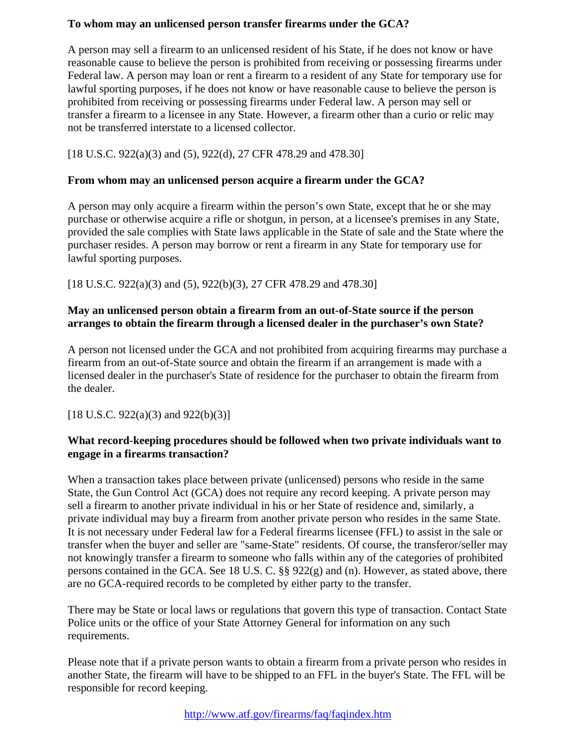**To whom may an unlicensed person transfer firearms under the GCA?**

A person may sell a firearm to an unlicensed resident of his State, if he does not know or have reasonable cause to believe the person is prohibited from receiving or possessing firearms under Federal law. A person may loan or rent a firearm to a resident of any State for temporary use for lawful sporting purposes, if he does not know or have reasonable cause to believe the person is prohibited from receiving or possessing firearms under Federal law. A person may sell or transfer a firearm to a licensee in any State. However, a firearm other than a curio or relic may not be transferred interstate to a licensed collector.

[18 U.S.C. 922(a)(3) and (5), 922(d), 27 CFR 478.29 and 478.30]

**From whom may an unlicensed person acquire a firearm under the GCA?**

A person may only acquire a firearm within the person's own State, except that he or she may purchase or otherwise acquire a rifle or shotgun, in person, at a licensee's premises in any State, provided the sale complies with State laws applicable in the State of sale and the State where the purchaser resides. A person may borrow or rent a firearm in any State for temporary use for lawful sporting purposes.

[18 U.S.C. 922(a)(3) and (5), 922(b)(3), 27 CFR 478.29 and 478.30]

**May an unlicensed person obtain a firearm from an out-of-State source if the person arranges to obtain the firearm through a licensed dealer in the purchaser's own State?**

A person not licensed under the GCA and not prohibited from acquiring firearms may purchase a firearm from an out-of-State source and obtain the firearm if an arrangement is made with a licensed dealer in the purchaser's State of residence for the purchaser to obtain the firearm from the dealer.

[18 U.S.C. 922(a)(3) and 922(b)(3)]

**What record-keeping procedures should be followed when two private individuals want to engage in a firearms transaction?**

When a transaction takes place between private (unlicensed) persons who reside in the same State, the Gun Control Act (GCA) does not require any record keeping. A private person may sell a firearm to another private individual in his or her State of residence and, similarly, a private individual may buy a firearm from another private person who resides in the same State. It is not necessary under Federal law for a Federal firearms licensee (FFL) to assist in the sale or transfer when the buyer and seller are "same-State" residents. Of course, the transferor/seller may not knowingly transfer a firearm to someone who falls within any of the categories of prohibited persons contained in the GCA. See 18 U.S. C. §§ 922(g) and (n). However, as stated above, there are no GCA-required records to be completed by either party to the transfer.

There may be State or local laws or regulations that govern this type of transaction. Contact State Police units or the office of your State Attorney General for information on any such requirements.

Please note that if a private person wants to obtain a firearm from a private person who resides in another State, the firearm will have to be shipped to an FFL in the buyer's State. The FFL will be responsible for record keeping.

http://www.atf.gov/firearms/faq/faqindex.htm